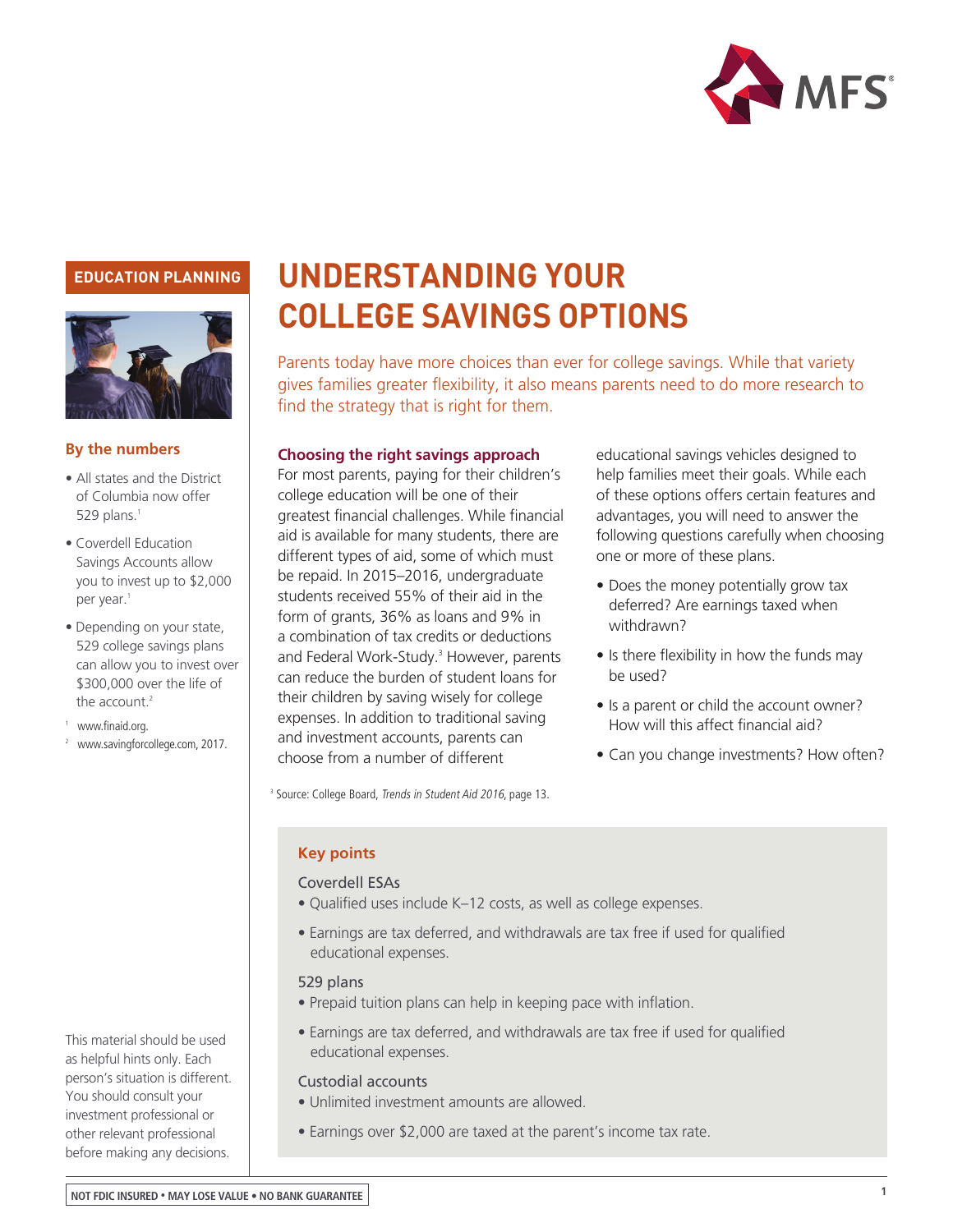EDUCATION PLANNING

# UNDERSTANDING YOUR COLLEGE SAVINGS OPTIONS

Parents today have more choices than ever for college savings. While that variety gives families greater flexibility, it also means parents need to do more research to find the strategy that is right for them.

### By the numbers

- All states and the District of Columbia now offer 529 plans.[1]
- Coverdell Education Savings Accounts allow you to invest up to $2,000 per year.[1]
- Depending on your state, 529 college savings plans can allow you to invest over $300,000 over the life of the account.[2]

[1] www.finaid.org.
[2] www.savingforcollege.com, 2017.

This material should be used as helpful hints only. Each person's situation is different. You should consult your investment professional or other relevant professional before making any decisions.

### Choosing the right savings approach

For most parents, paying for their children's college education will be one of their greatest financial challenges. While financial aid is available for many students, there are different types of aid, some of which must be repaid. In 2015–2016, undergraduate students received 55% of their aid in the form of grants, 36% as loans and 9% in a combination of tax credits or deductions and Federal Work-Study.[3] However, parents can reduce the burden of student loans for their children by saving wisely for college expenses. In addition to traditional saving and investment accounts, parents can choose from a number of different educational savings vehicles designed to help families meet their goals. While each of these options offers certain features and advantages, you will need to answer the following questions carefully when choosing one or more of these plans.

- Does the money potentially grow tax deferred? Are earnings taxed when withdrawn?
- Is there flexibility in how the funds may be used?
- Is a parent or child the account owner? How will this affect financial aid?
- Can you change investments? How often?

[3] Source: College Board, *Trends in Student Aid 2016*, page 13.

### Key points

Coverdell ESAs

- Qualified uses include K–12 costs, as well as college expenses.
- Earnings are tax deferred, and withdrawals are tax free if used for qualified educational expenses.

529 plans

- Prepaid tuition plans can help in keeping pace with inflation.
- Earnings are tax deferred, and withdrawals are tax free if used for qualified educational expenses.

Custodial accounts

- Unlimited investment amounts are allowed.
- Earnings over $2,000 are taxed at the parent's income tax rate.

NOT FDIC INSURED • MAY LOSE VALUE • NO BANK GUARANTEE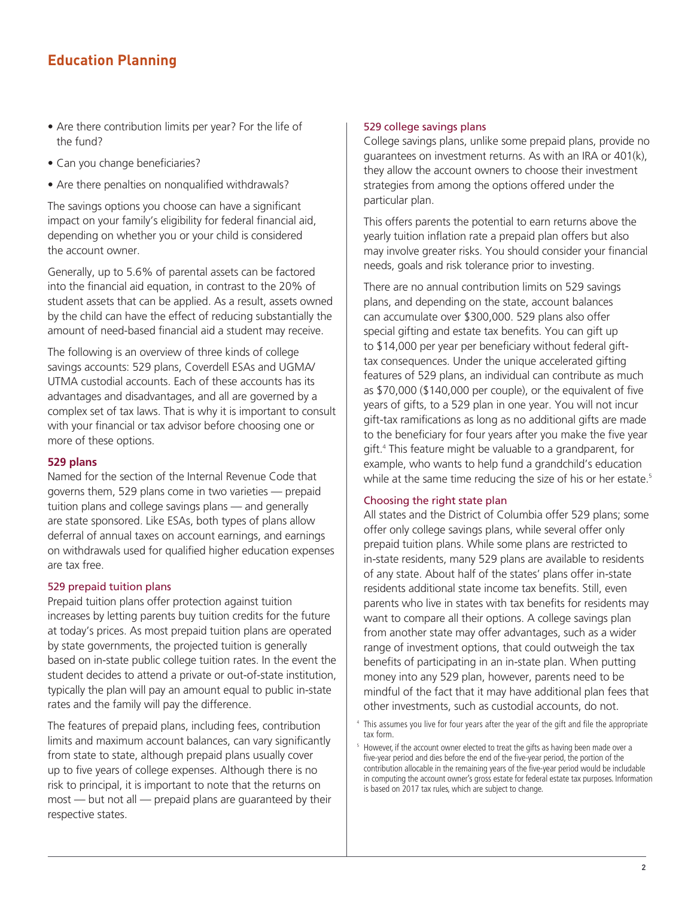- Are there contribution limits per year? For the life of the fund?
- Can you change beneficiaries?
- Are there penalties on nonqualified withdrawals?

The savings options you choose can have a significant impact on your family's eligibility for federal financial aid, depending on whether you or your child is considered the account owner.

Generally, up to 5.6% of parental assets can be factored into the financial aid equation, in contrast to the 20% of student assets that can be applied. As a result, assets owned by the child can have the effect of reducing substantially the amount of need-based financial aid a student may receive.

The following is an overview of three kinds of college savings accounts: 529 plans, Coverdell ESAs and UGMA/UTMA custodial accounts. Each of these accounts has its advantages and disadvantages, and all are governed by a complex set of tax laws. That is why it is important to consult with your financial or tax advisor before choosing one or more of these options.

### 529 plans

Named for the section of the Internal Revenue Code that governs them, 529 plans come in two varieties — prepaid tuition plans and college savings plans — and generally are state sponsored. Like ESAs, both types of plans allow deferral of annual taxes on account earnings, and earnings on withdrawals used for qualified higher education expenses are tax free.

#### 529 prepaid tuition plans

Prepaid tuition plans offer protection against tuition increases by letting parents buy tuition credits for the future at today's prices. As most prepaid tuition plans are operated by state governments, the projected tuition is generally based on in-state public college tuition rates. In the event the student decides to attend a private or out-of-state institution, typically the plan will pay an amount equal to public in-state rates and the family will pay the difference.

The features of prepaid plans, including fees, contribution limits and maximum account balances, can vary significantly from state to state, although prepaid plans usually cover up to five years of college expenses. Although there is no risk to principal, it is important to note that the returns on most — but not all — prepaid plans are guaranteed by their respective states.

#### 529 college savings plans

College savings plans, unlike some prepaid plans, provide no guarantees on investment returns. As with an IRA or 401(k), they allow the account owners to choose their investment strategies from among the options offered under the particular plan.

This offers parents the potential to earn returns above the yearly tuition inflation rate a prepaid plan offers but also may involve greater risks. You should consider your financial needs, goals and risk tolerance prior to investing.

There are no annual contribution limits on 529 savings plans, and depending on the state, account balances can accumulate over $300,000. 529 plans also offer special gifting and estate tax benefits. You can gift up to $14,000 per year per beneficiary without federal gift-tax consequences. Under the unique accelerated gifting features of 529 plans, an individual can contribute as much as $70,000 ($140,000 per couple), or the equivalent of five years of gifts, to a 529 plan in one year. You will not incur gift-tax ramifications as long as no additional gifts are made to the beneficiary for four years after you make the five year gift.[4] This feature might be valuable to a grandparent, for example, who wants to help fund a grandchild's education while at the same time reducing the size of his or her estate.[5]

#### Choosing the right state plan

All states and the District of Columbia offer 529 plans; some offer only college savings plans, while several offer only prepaid tuition plans. While some plans are restricted to in-state residents, many 529 plans are available to residents of any state. About half of the states' plans offer in-state residents additional state income tax benefits. Still, even parents who live in states with tax benefits for residents may want to compare all their options. A college savings plan from another state may offer advantages, such as a wider range of investment options, that could outweigh the tax benefits of participating in an in-state plan. When putting money into any 529 plan, however, parents need to be mindful of the fact that it may have additional plan fees that other investments, such as custodial accounts, do not.

[4] This assumes you live for four years after the year of the gift and file the appropriate tax form.

[5] However, if the account owner elected to treat the gifts as having been made over a five-year period and dies before the end of the five-year period, the portion of the contribution allocable in the remaining years of the five-year period would be includable in computing the account owner's gross estate for federal estate tax purposes. Information is based on 2017 tax rules, which are subject to change.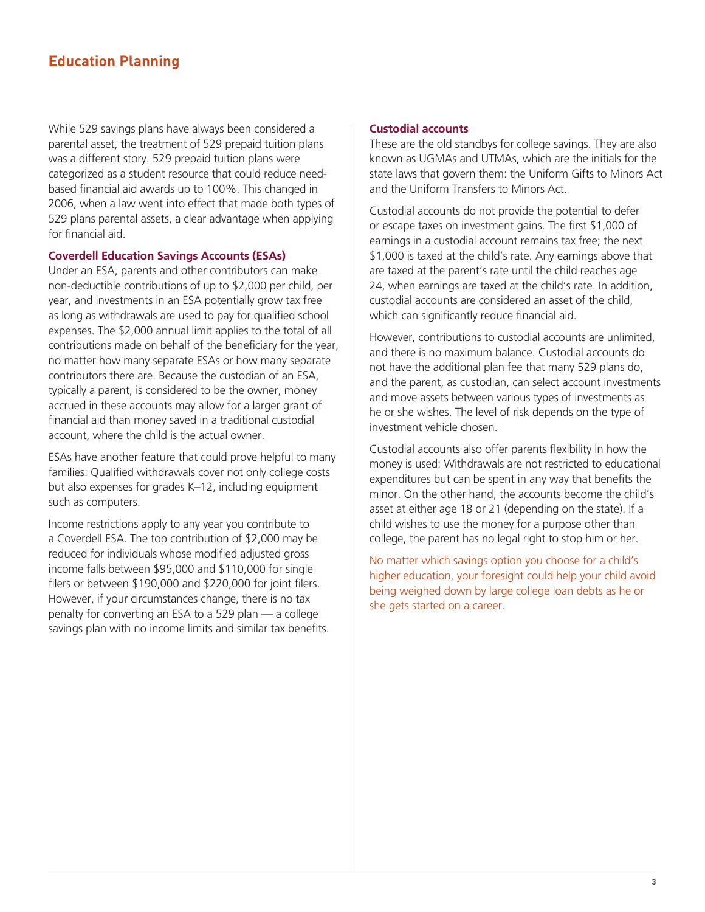While 529 savings plans have always been considered a parental asset, the treatment of 529 prepaid tuition plans was a different story. 529 prepaid tuition plans were categorized as a student resource that could reduce need-based financial aid awards up to 100%. This changed in 2006, when a law went into effect that made both types of 529 plans parental assets, a clear advantage when applying for financial aid.

### Coverdell Education Savings Accounts (ESAs)

Under an ESA, parents and other contributors can make non-deductible contributions of up to $2,000 per child, per year, and investments in an ESA potentially grow tax free as long as withdrawals are used to pay for qualified school expenses. The $2,000 annual limit applies to the total of all contributions made on behalf of the beneficiary for the year, no matter how many separate ESAs or how many separate contributors there are. Because the custodian of an ESA, typically a parent, is considered to be the owner, money accrued in these accounts may allow for a larger grant of financial aid than money saved in a traditional custodial account, where the child is the actual owner.

ESAs have another feature that could prove helpful to many families: Qualified withdrawals cover not only college costs but also expenses for grades K–12, including equipment such as computers.

Income restrictions apply to any year you contribute to a Coverdell ESA. The top contribution of $2,000 may be reduced for individuals whose modified adjusted gross income falls between $95,000 and $110,000 for single filers or between $190,000 and $220,000 for joint filers. However, if your circumstances change, there is no tax penalty for converting an ESA to a 529 plan — a college savings plan with no income limits and similar tax benefits.

### Custodial accounts

These are the old standbys for college savings. They are also known as UGMAs and UTMAs, which are the initials for the state laws that govern them: the Uniform Gifts to Minors Act and the Uniform Transfers to Minors Act.

Custodial accounts do not provide the potential to defer or escape taxes on investment gains. The first $1,000 of earnings in a custodial account remains tax free; the next $1,000 is taxed at the child's rate. Any earnings above that are taxed at the parent's rate until the child reaches age 24, when earnings are taxed at the child's rate. In addition, custodial accounts are considered an asset of the child, which can significantly reduce financial aid.

However, contributions to custodial accounts are unlimited, and there is no maximum balance. Custodial accounts do not have the additional plan fee that many 529 plans do, and the parent, as custodian, can select account investments and move assets between various types of investments as he or she wishes. The level of risk depends on the type of investment vehicle chosen.

Custodial accounts also offer parents flexibility in how the money is used: Withdrawals are not restricted to educational expenditures but can be spent in any way that benefits the minor. On the other hand, the accounts become the child's asset at either age 18 or 21 (depending on the state). If a child wishes to use the money for a purpose other than college, the parent has no legal right to stop him or her.

No matter which savings option you choose for a child's higher education, your foresight could help your child avoid being weighed down by large college loan debts as he or she gets started on a career.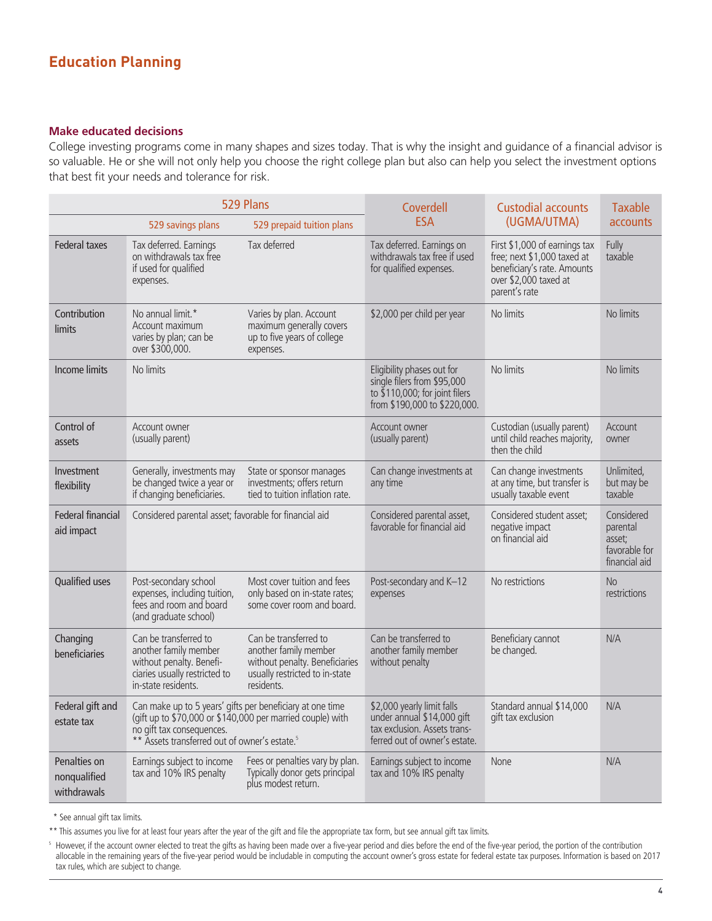## Education Planning

### Make educated decisions

College investing programs come in many shapes and sizes today. That is why the insight and guidance of a financial advisor is so valuable. He or she will not only help you choose the right college plan but also can help you select the investment options that best fit your needs and tolerance for risk.

| | 529 Plans | | Coverdell ESA | Custodial accounts (UGMA/UTMA) | Taxable accounts |
|---|---|---|---|---|---|
| | 529 savings plans | 529 prepaid tuition plans | | | |
| Federal taxes | Tax deferred. Earnings on withdrawals tax free if used for qualified expenses. | Tax deferred | Tax deferred. Earnings on withdrawals tax free if used for qualified expenses. | First $1,000 of earnings tax free; next $1,000 taxed at beneficiary's rate. Amounts over $2,000 taxed at parent's rate | Fully taxable |
| Contribution limits | No annual limit.* Account maximum varies by plan; can be over $300,000. | Varies by plan. Account maximum generally covers up to five years of college expenses. | $2,000 per child per year | No limits | No limits |
| Income limits | No limits | | Eligibility phases out for single filers from $95,000 to $110,000; for joint filers from $190,000 to $220,000. | No limits | No limits |
| Control of assets | Account owner (usually parent) | | Account owner (usually parent) | Custodian (usually parent) until child reaches majority, then the child | Account owner |
| Investment flexibility | Generally, investments may be changed twice a year or if changing beneficiaries. | State or sponsor manages investments; offers return tied to tuition inflation rate. | Can change investments at any time | Can change investments at any time, but transfer is usually taxable event | Unlimited, but may be taxable |
| Federal financial aid impact | Considered parental asset; favorable for financial aid | | Considered parental asset, favorable for financial aid | Considered student asset; negative impact on financial aid | Considered parental asset; favorable for financial aid |
| Qualified uses | Post-secondary school expenses, including tuition, fees and room and board (and graduate school) | Most cover tuition and fees only based on in-state rates; some cover room and board. | Post-secondary and K–12 expenses | No restrictions | No restrictions |
| Changing beneficiaries | Can be transferred to another family member without penalty. Beneficiaries usually restricted to in-state residents. | Can be transferred to another family member without penalty. Beneficiaries usually restricted to in-state residents. | Can be transferred to another family member without penalty | Beneficiary cannot be changed. | N/A |
| Federal gift and estate tax | Can make up to 5 years' gifts per beneficiary at one time (gift up to $70,000 or $140,000 per married couple) with no gift tax consequences. ** Assets transferred out of owner's estate.[5] | | $2,000 yearly limit falls under annual $14,000 gift tax exclusion. Assets transferred out of owner's estate. | Standard annual $14,000 gift tax exclusion | N/A |
| Penalties on nonqualified withdrawals | Earnings subject to income tax and 10% IRS penalty | Fees or penalties vary by plan. Typically donor gets principal plus modest return. | Earnings subject to income tax and 10% IRS penalty | None | N/A |

\* See annual gift tax limits.

\*\* This assumes you live for at least four years after the year of the gift and file the appropriate tax form, but see annual gift tax limits.

[5] However, if the account owner elected to treat the gifts as having been made over a five-year period and dies before the end of the five-year period, the portion of the contribution allocable in the remaining years of the five-year period would be includable in computing the account owner's gross estate for federal estate tax purposes. Information is based on 2017 tax rules, which are subject to change.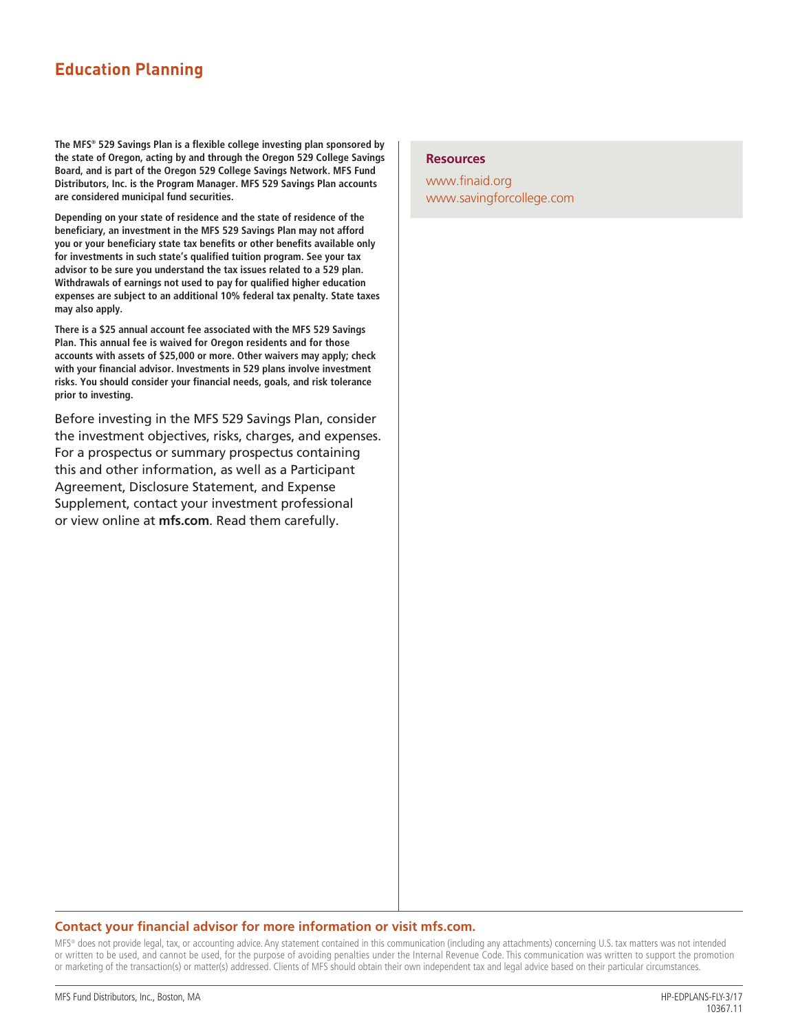## Education Planning

**The MFS® 529 Savings Plan is a flexible college investing plan sponsored by the state of Oregon, acting by and through the Oregon 529 College Savings Board, and is part of the Oregon 529 College Savings Network. MFS Fund Distributors, Inc. is the Program Manager. MFS 529 Savings Plan accounts are considered municipal fund securities.**

**Depending on your state of residence and the state of residence of the beneficiary, an investment in the MFS 529 Savings Plan may not afford you or your beneficiary state tax benefits or other benefits available only for investments in such state's qualified tuition program. See your tax advisor to be sure you understand the tax issues related to a 529 plan. Withdrawals of earnings not used to pay for qualified higher education expenses are subject to an additional 10% federal tax penalty. State taxes may also apply.**

**There is a $25 annual account fee associated with the MFS 529 Savings Plan. This annual fee is waived for Oregon residents and for those accounts with assets of $25,000 or more. Other waivers may apply; check with your financial advisor. Investments in 529 plans involve investment risks. You should consider your financial needs, goals, and risk tolerance prior to investing.**

Before investing in the MFS 529 Savings Plan, consider the investment objectives, risks, charges, and expenses. For a prospectus or summary prospectus containing this and other information, as well as a Participant Agreement, Disclosure Statement, and Expense Supplement, contact your investment professional or view online at **mfs.com**. Read them carefully.

### Resources

www.finaid.org
www.savingforcollege.com

**Contact your financial advisor for more information or visit mfs.com.**

MFS® does not provide legal, tax, or accounting advice. Any statement contained in this communication (including any attachments) concerning U.S. tax matters was not intended or written to be used, and cannot be used, for the purpose of avoiding penalties under the Internal Revenue Code. This communication was written to support the promotion or marketing of the transaction(s) or matter(s) addressed. Clients of MFS should obtain their own independent tax and legal advice based on their particular circumstances.

MFS Fund Distributors, Inc., Boston, MA

HP-EDPLANS-FLY-3/17
10367.11